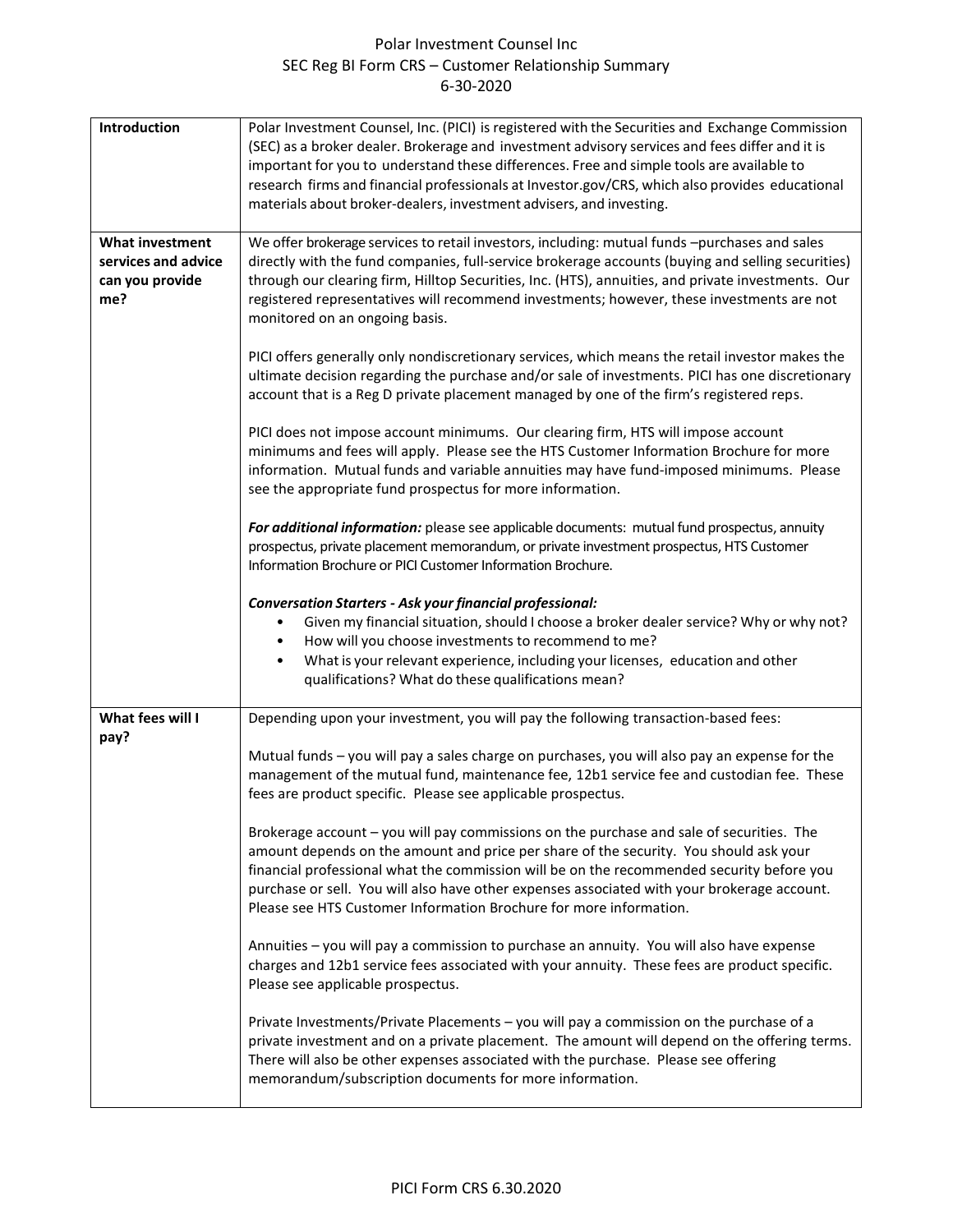# Polar Investment Counsel Inc
## SEC Reg BI Form CRS – Customer Relationship Summary
### 6-30-2020

| | |
|---|---|
| **Introduction** | Polar Investment Counsel, Inc. (PICI) is registered with the Securities and Exchange Commission (SEC) as a broker dealer. Brokerage and investment advisory services and fees differ and it is important for you to understand these differences. Free and simple tools are available to research firms and financial professionals at Investor.gov/CRS, which also provides educational materials about broker-dealers, investment advisers, and investing. |
| **What investment services and advice can you provide me?** | We offer brokerage services to retail investors, including: mutual funds –purchases and sales directly with the fund companies, full-service brokerage accounts (buying and selling securities) through our clearing firm, Hilltop Securities, Inc. (HTS), annuities, and private investments. Our registered representatives will recommend investments; however, these investments are not monitored on an ongoing basis.<br><br>PICI offers generally only nondiscretionary services, which means the retail investor makes the ultimate decision regarding the purchase and/or sale of investments. PICI has one discretionary account that is a Reg D private placement managed by one of the firm's registered reps.<br><br>PICI does not impose account minimums. Our clearing firm, HTS will impose account minimums and fees will apply. Please see the HTS Customer Information Brochure for more information. Mutual funds and variable annuities may have fund-imposed minimums. Please see the appropriate fund prospectus for more information.<br><br>***For additional information:*** please see applicable documents: mutual fund prospectus, annuity prospectus, private placement memorandum, or private investment prospectus, HTS Customer Information Brochure or PICI Customer Information Brochure.<br><br>***Conversation Starters - Ask your financial professional:***<br>• Given my financial situation, should I choose a broker dealer service? Why or why not?<br>• How will you choose investments to recommend to me?<br>• What is your relevant experience, including your licenses, education and other qualifications? What do these qualifications mean? |
| **What fees will I pay?** | Depending upon your investment, you will pay the following transaction-based fees:<br><br>Mutual funds – you will pay a sales charge on purchases, you will also pay an expense for the management of the mutual fund, maintenance fee, 12b1 service fee and custodian fee. These fees are product specific. Please see applicable prospectus.<br><br>Brokerage account – you will pay commissions on the purchase and sale of securities. The amount depends on the amount and price per share of the security. You should ask your financial professional what the commission will be on the recommended security before you purchase or sell. You will also have other expenses associated with your brokerage account. Please see HTS Customer Information Brochure for more information.<br><br>Annuities – you will pay a commission to purchase an annuity. You will also have expense charges and 12b1 service fees associated with your annuity. These fees are product specific. Please see applicable prospectus.<br><br>Private Investments/Private Placements – you will pay a commission on the purchase of a private investment and on a private placement. The amount will depend on the offering terms. There will also be other expenses associated with the purchase. Please see offering memorandum/subscription documents for more information. |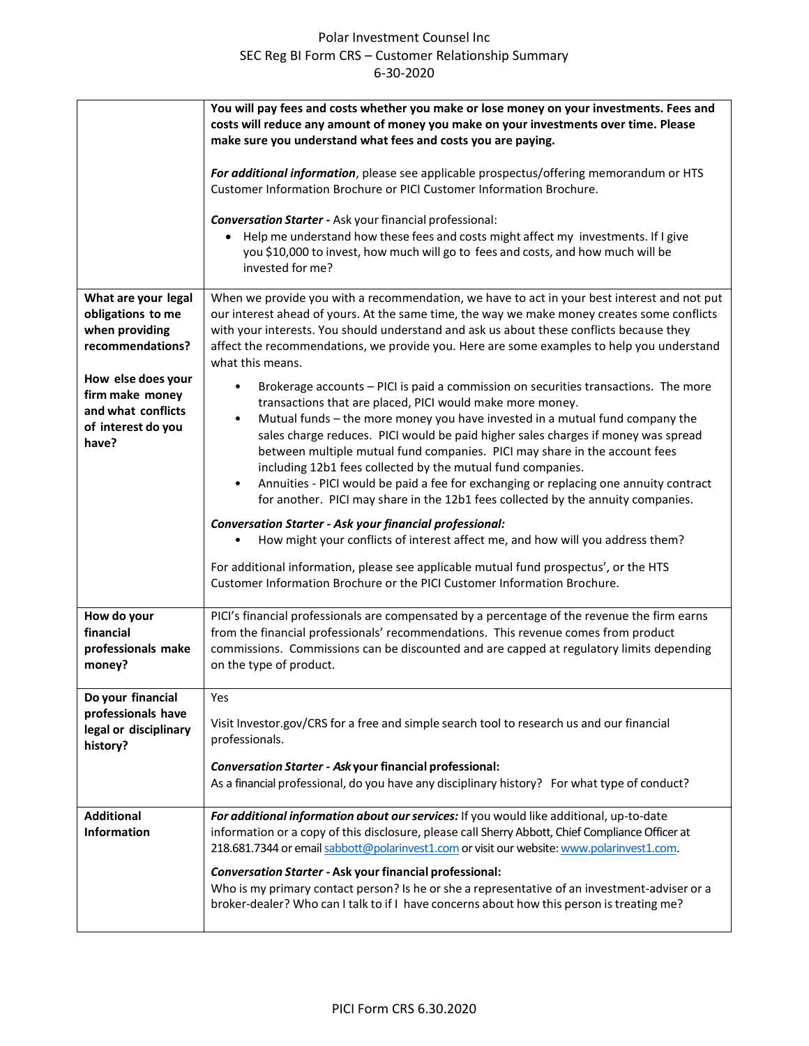| | |
|---|---|
| | **You will pay fees and costs whether you make or lose money on your investments. Fees and costs will reduce any amount of money you make on your investments over time. Please make sure you understand what fees and costs you are paying.**<br><br>***For additional information***, please see applicable prospectus/offering memorandum or HTS Customer Information Brochure or PICI Customer Information Brochure.<br><br>***Conversation Starter -*** Ask your financial professional:<br>• Help me understand how these fees and costs might affect my investments. If I give you $10,000 to invest, how much will go to fees and costs, and how much will be invested for me? |
| **What are your legal obligations to me when providing recommendations?**<br><br>**How else does your firm make money and what conflicts of interest do you have?** | When we provide you with a recommendation, we have to act in your best interest and not put our interest ahead of yours. At the same time, the way we make money creates some conflicts with your interests. You should understand and ask us about these conflicts because they affect the recommendations, we provide you. Here are some examples to help you understand what this means.<br><br>• Brokerage accounts – PICI is paid a commission on securities transactions. The more transactions that are placed, PICI would make more money.<br>• Mutual funds – the more money you have invested in a mutual fund company the sales charge reduces. PICI would be paid higher sales charges if money was spread between multiple mutual fund companies. PICI may share in the account fees including 12b1 fees collected by the mutual fund companies.<br>• Annuities - PICI would be paid a fee for exchanging or replacing one annuity contract for another. PICI may share in the 12b1 fees collected by the annuity companies.<br><br>***Conversation Starter - Ask your financial professional:***<br>• How might your conflicts of interest affect me, and how will you address them?<br><br>For additional information, please see applicable mutual fund prospectus', or the HTS Customer Information Brochure or the PICI Customer Information Brochure. |
| **How do your financial professionals make money?** | PICI's financial professionals are compensated by a percentage of the revenue the firm earns from the financial professionals' recommendations. This revenue comes from product commissions. Commissions can be discounted and are capped at regulatory limits depending on the type of product. |
| **Do your financial professionals have legal or disciplinary history?** | Yes<br><br>Visit Investor.gov/CRS for a free and simple search tool to research us and our financial professionals.<br><br>***Conversation Starter - Ask* your financial professional:**<br>As a financial professional, do you have any disciplinary history? For what type of conduct? |
| **Additional Information** | ***For additional information about our services:*** If you would like additional, up-to-date information or a copy of this disclosure, please call Sherry Abbott, Chief Compliance Officer at 218.681.7344 or email sabbott@polarinvest1.com or visit our website: www.polarinvest1.com.<br><br>***Conversation Starter -* Ask your financial professional:**<br>Who is my primary contact person? Is he or she a representative of an investment-adviser or a broker-dealer? Who can I talk to if I have concerns about how this person is treating me? |